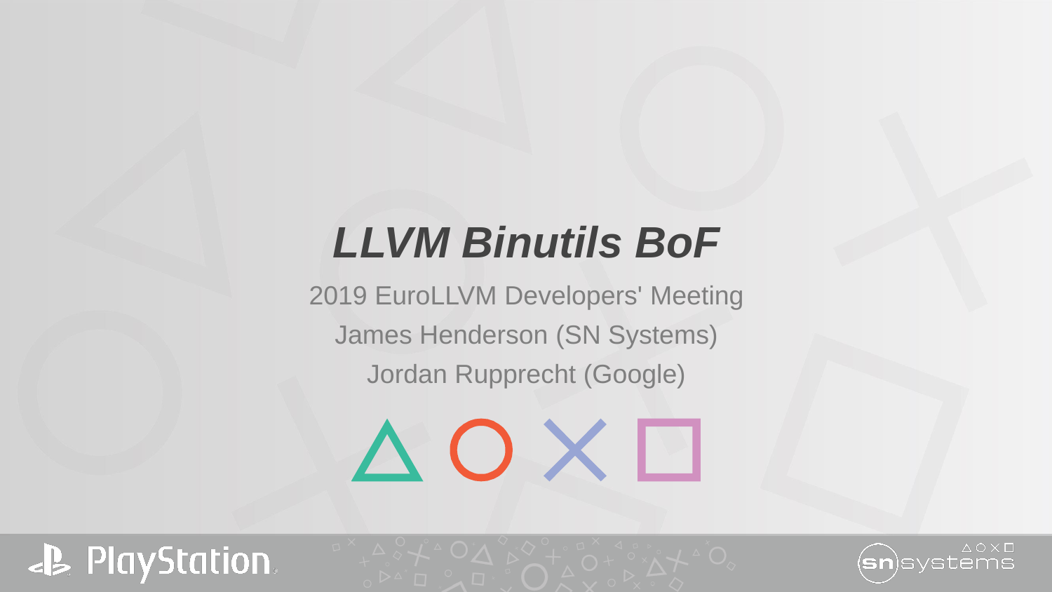# *LLVM Binutils BoF*

2019 EuroLLVM Developers' Meeting

James Henderson (SN Systems)

Jordan Rupprecht (Google)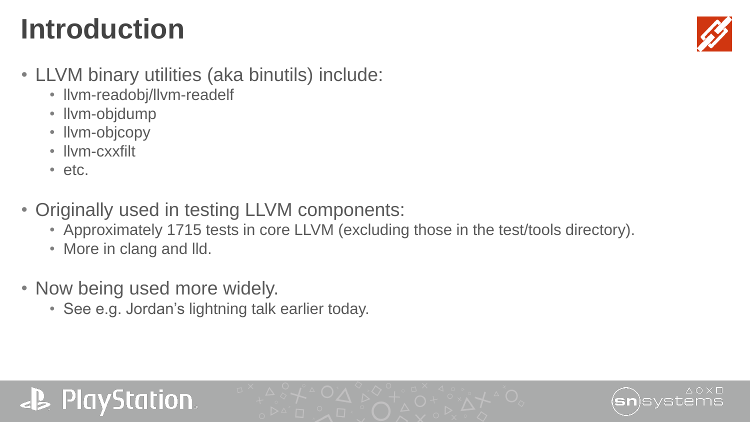# Introduction

- LLVM binary utilities (aka binutils) include:
  - llvm-readobj/llvm-readelf
  - llvm-objdump
  - llvm-objcopy
  - llvm-cxxfilt
  - etc.
- Originally used in testing LLVM components:
  - Approximately 1715 tests in core LLVM (excluding those in the test/tools directory).
  - More in clang and lld.
- Now being used more widely.
  - See e.g. Jordan's lightning talk earlier today.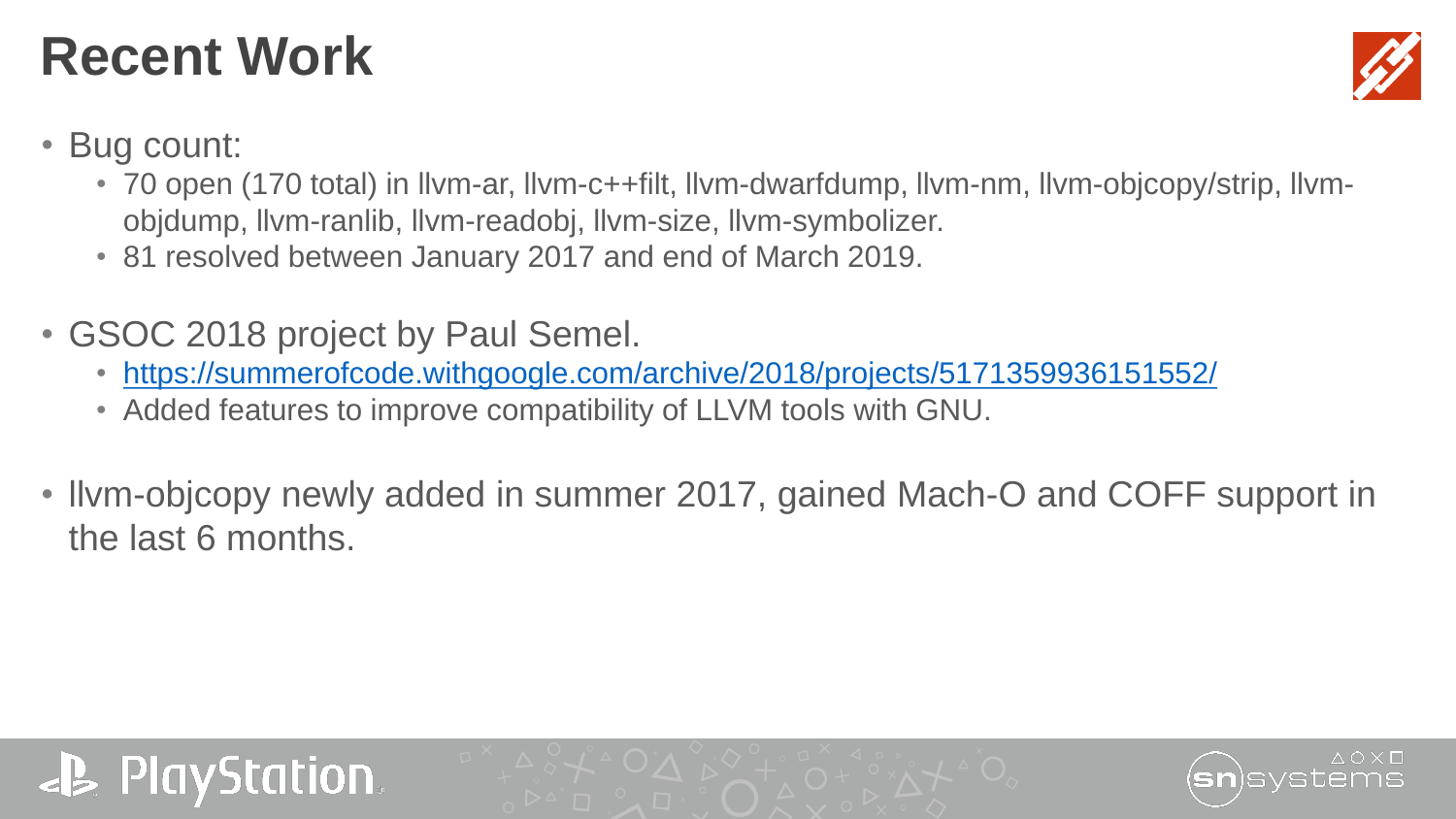# Recent Work

- Bug count:
  - 70 open (170 total) in llvm-ar, llvm-c++filt, llvm-dwarfdump, llvm-nm, llvm-objcopy/strip, llvm-objdump, llvm-ranlib, llvm-readobj, llvm-size, llvm-symbolizer.
  - 81 resolved between January 2017 and end of March 2019.
- GSOC 2018 project by Paul Semel.
  - https://summerofcode.withgoogle.com/archive/2018/projects/5171359936151552/
  - Added features to improve compatibility of LLVM tools with GNU.
- llvm-objcopy newly added in summer 2017, gained Mach-O and COFF support in the last 6 months.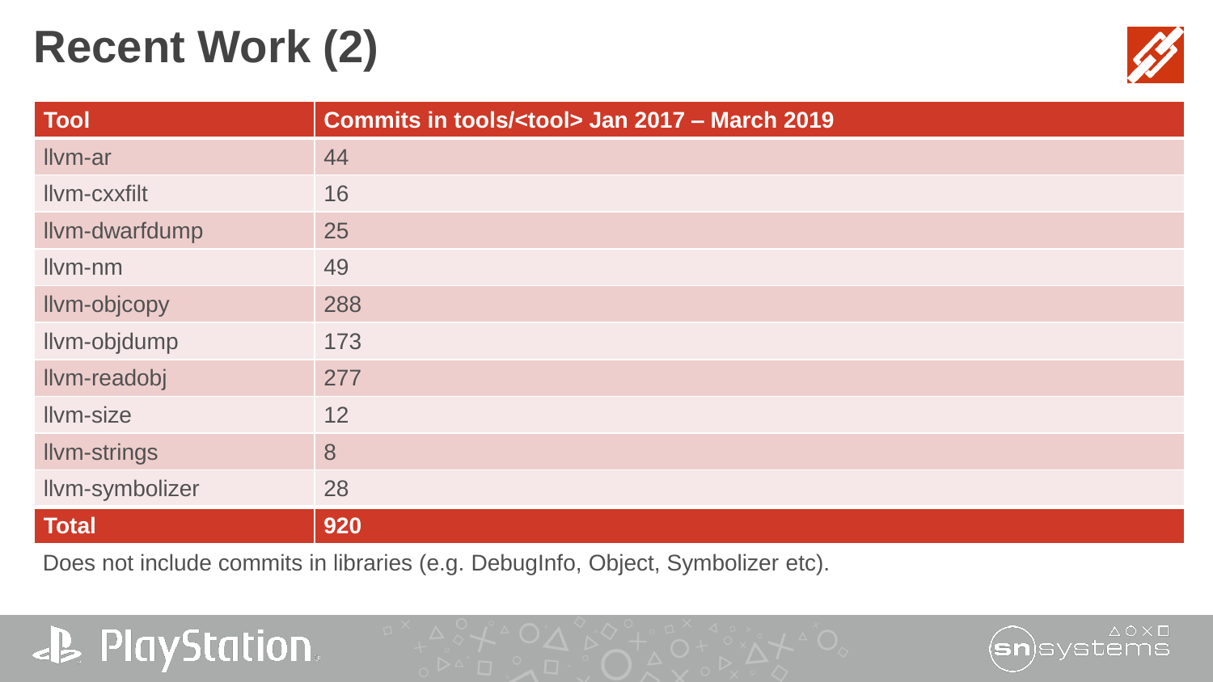# Recent Work (2)

| Tool | Commits in tools/<tool> Jan 2017 – March 2019 |
|---|---|
| llvm-ar | 44 |
| llvm-cxxfilt | 16 |
| llvm-dwarfdump | 25 |
| llvm-nm | 49 |
| llvm-objcopy | 288 |
| llvm-objdump | 173 |
| llvm-readobj | 277 |
| llvm-size | 12 |
| llvm-strings | 8 |
| llvm-symbolizer | 28 |
| **Total** | **920** |

Does not include commits in libraries (e.g. DebugInfo, Object, Symbolizer etc).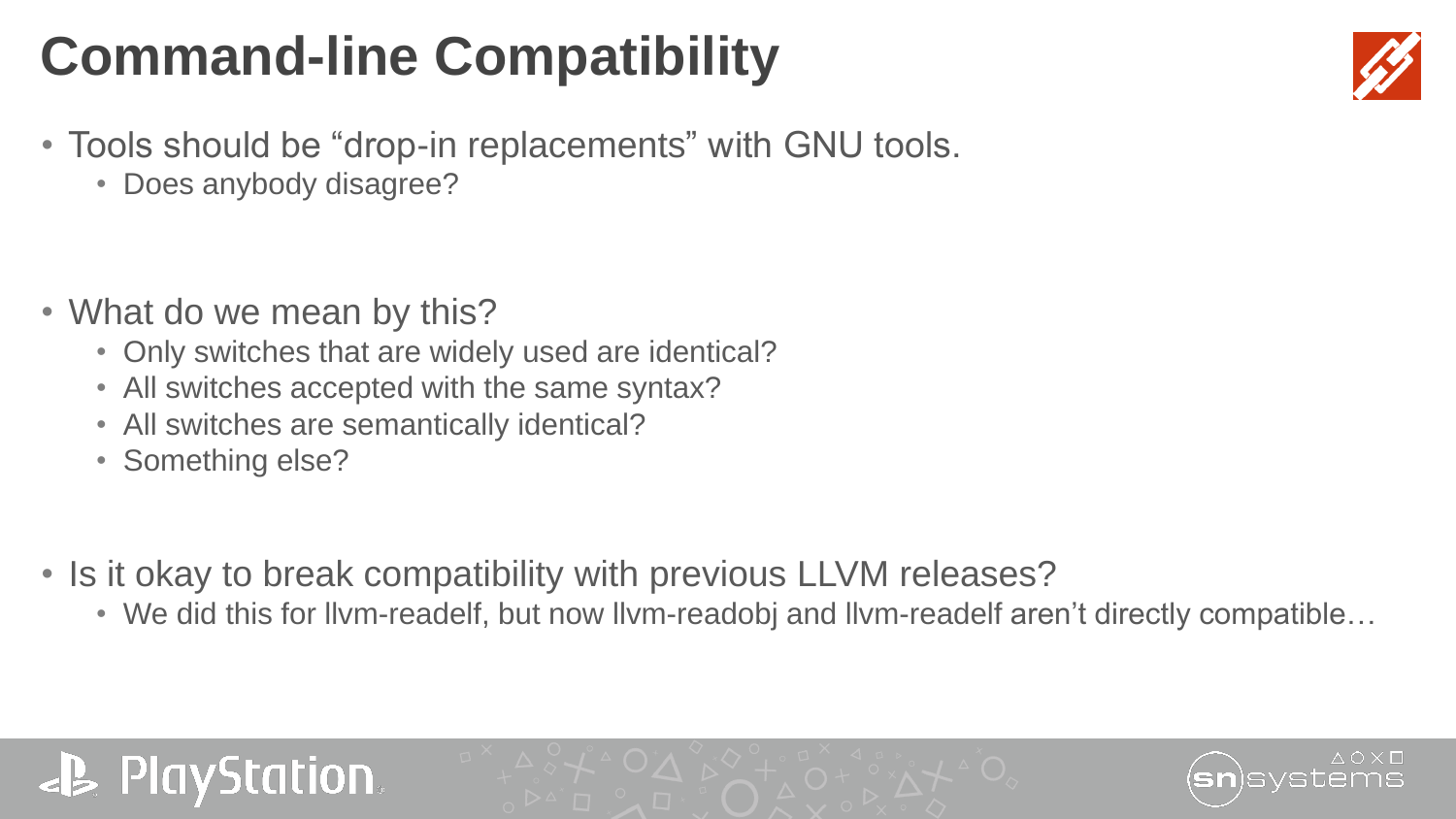# Command-line Compatibility

- Tools should be “drop-in replacements” with GNU tools.
  - Does anybody disagree?

- What do we mean by this?
  - Only switches that are widely used are identical?
  - All switches accepted with the same syntax?
  - All switches are semantically identical?
  - Something else?

- Is it okay to break compatibility with previous LLVM releases?
  - We did this for llvm-readelf, but now llvm-readobj and llvm-readelf aren’t directly compatible…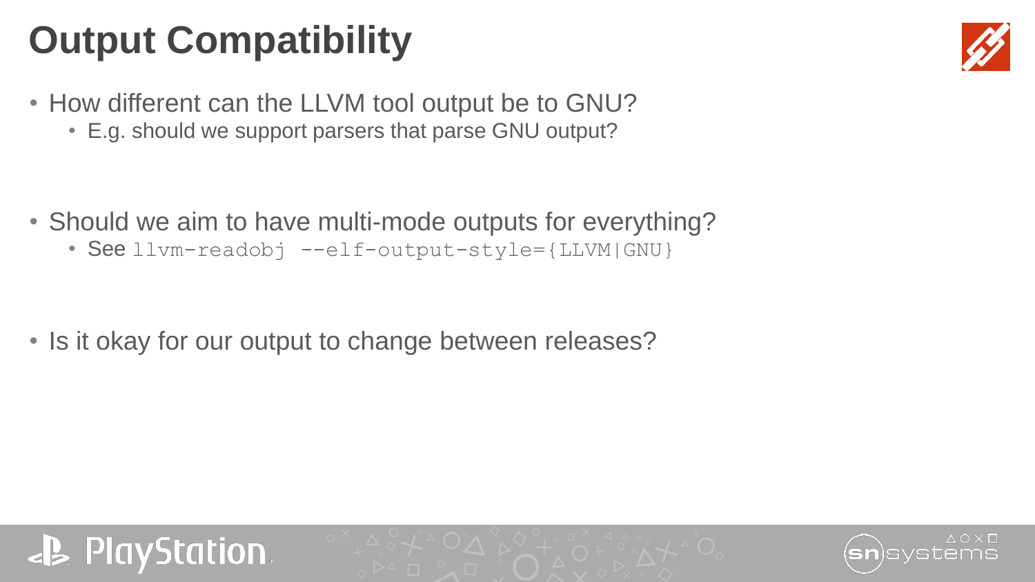# Output Compatibility

- How different can the LLVM tool output be to GNU?
  - E.g. should we support parsers that parse GNU output?

- Should we aim to have multi-mode outputs for everything?
  - See `llvm-readobj --elf-output-style={LLVM|GNU}`

- Is it okay for our output to change between releases?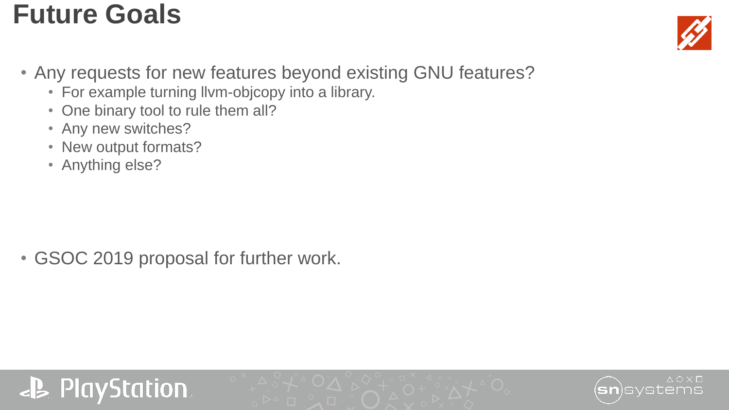# Future Goals

- Any requests for new features beyond existing GNU features?
  - For example turning llvm-objcopy into a library.
  - One binary tool to rule them all?
  - Any new switches?
  - New output formats?
  - Anything else?

- GSOC 2019 proposal for further work.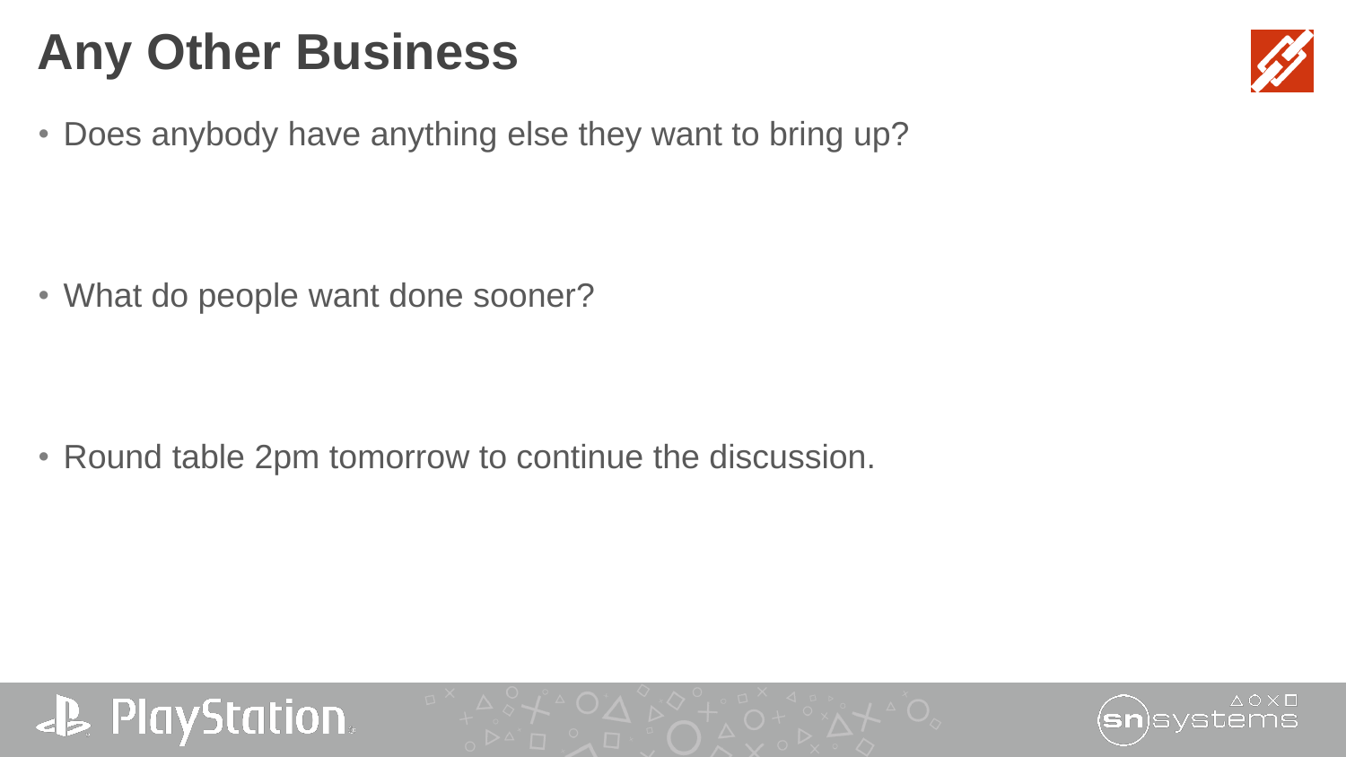# Any Other Business

- Does anybody have anything else they want to bring up?

- What do people want done sooner?

- Round table 2pm tomorrow to continue the discussion.